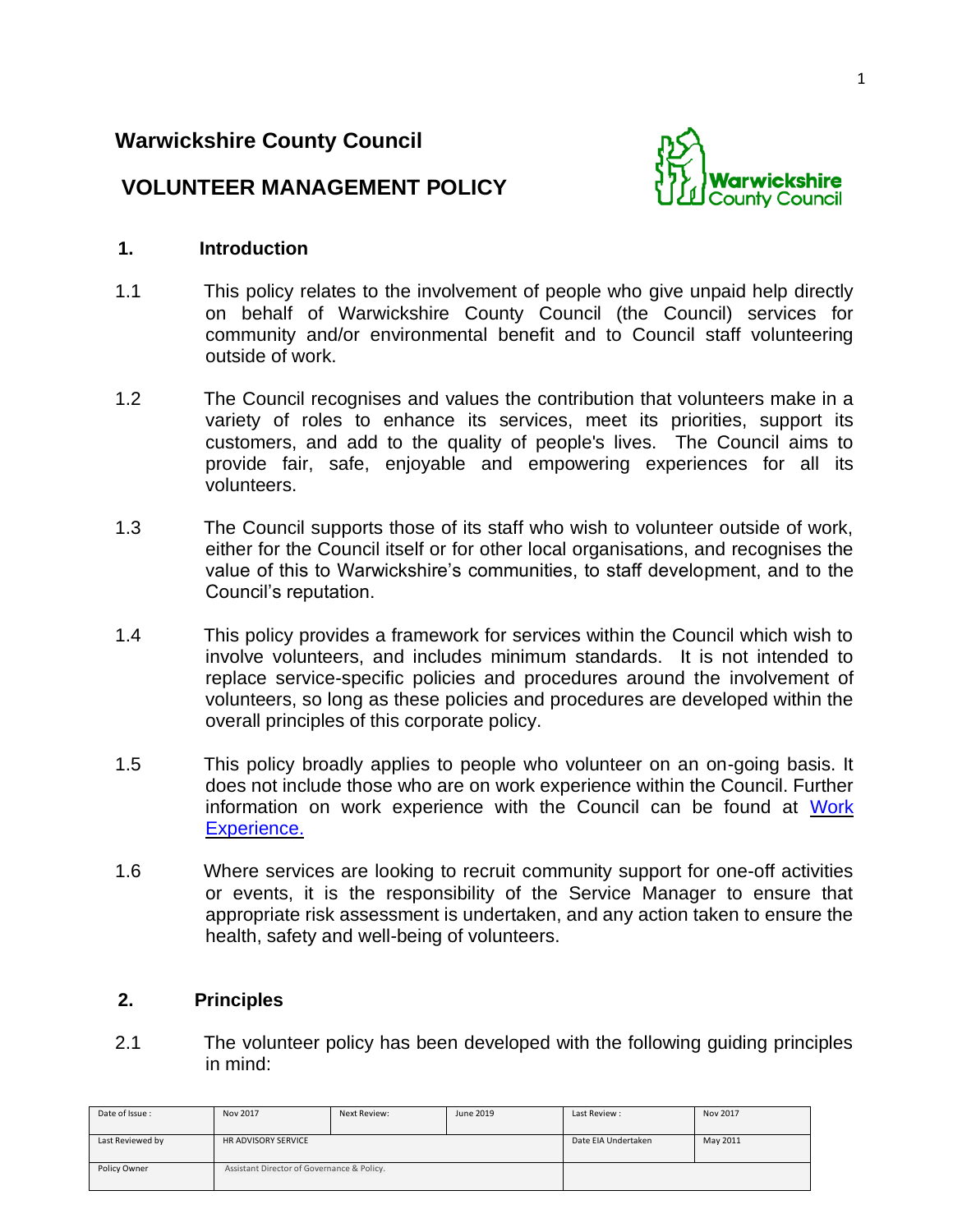# Warwickshire County Council

## VOLUNTEER MANAGEMENT POLICY

### 1. Introduction

1.1 This policy relates to the involvement of people who give unpaid help directly on behalf of Warwickshire County Council (the Council) services for community and/or environmental benefit and to Council staff volunteering outside of work.

1.2 The Council recognises and values the contribution that volunteers make in a variety of roles to enhance its services, meet its priorities, support its customers, and add to the quality of people's lives. The Council aims to provide fair, safe, enjoyable and empowering experiences for all its volunteers.

1.3 The Council supports those of its staff who wish to volunteer outside of work, either for the Council itself or for other local organisations, and recognises the value of this to Warwickshire's communities, to staff development, and to the Council's reputation.

1.4 This policy provides a framework for services within the Council which wish to involve volunteers, and includes minimum standards. It is not intended to replace service-specific policies and procedures around the involvement of volunteers, so long as these policies and procedures are developed within the overall principles of this corporate policy.

1.5 This policy broadly applies to people who volunteer on an on-going basis. It does not include those who are on work experience within the Council. Further information on work experience with the Council can be found at Work Experience.

1.6 Where services are looking to recruit community support for one-off activities or events, it is the responsibility of the Service Manager to ensure that appropriate risk assessment is undertaken, and any action taken to ensure the health, safety and well-being of volunteers.

### 2. Principles

2.1 The volunteer policy has been developed with the following guiding principles in mind:

| Date of Issue : | Nov 2017 | Next Review: | June 2019 | Last Review : | Nov 2017 |
|---|---|---|---|---|---|
| Last Reviewed by | HR ADVISORY SERVICE | | | Date EIA Undertaken | May 2011 |
| Policy Owner | Assistant Director of Governance & Policy. | | | | |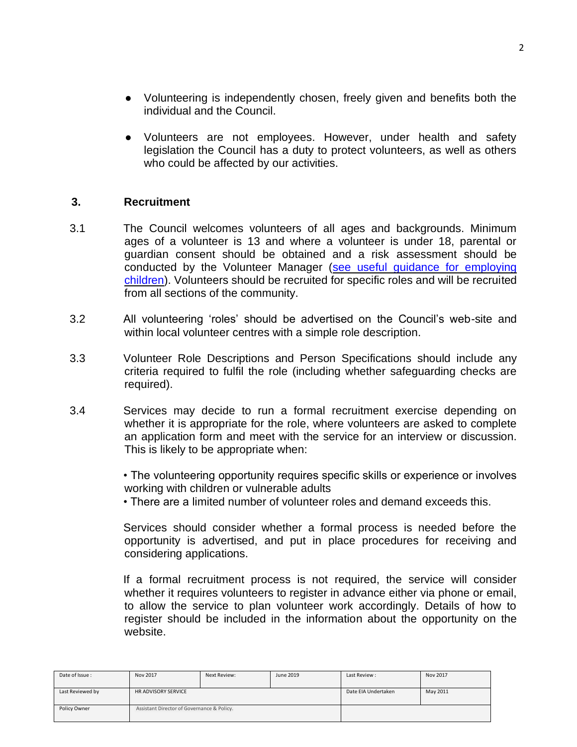- Volunteering is independently chosen, freely given and benefits both the individual and the Council.
- Volunteers are not employees. However, under health and safety legislation the Council has a duty to protect volunteers, as well as others who could be affected by our activities.

## 3. Recruitment

3.1 The Council welcomes volunteers of all ages and backgrounds. Minimum ages of a volunteer is 13 and where a volunteer is under 18, parental or guardian consent should be obtained and a risk assessment should be conducted by the Volunteer Manager (see useful guidance for employing children). Volunteers should be recruited for specific roles and will be recruited from all sections of the community.

3.2 All volunteering 'roles' should be advertised on the Council's web-site and within local volunteer centres with a simple role description.

3.3 Volunteer Role Descriptions and Person Specifications should include any criteria required to fulfil the role (including whether safeguarding checks are required).

3.4 Services may decide to run a formal recruitment exercise depending on whether it is appropriate for the role, where volunteers are asked to complete an application form and meet with the service for an interview or discussion. This is likely to be appropriate when:

- The volunteering opportunity requires specific skills or experience or involves working with children or vulnerable adults
- There are a limited number of volunteer roles and demand exceeds this.

Services should consider whether a formal process is needed before the opportunity is advertised, and put in place procedures for receiving and considering applications.

If a formal recruitment process is not required, the service will consider whether it requires volunteers to register in advance either via phone or email, to allow the service to plan volunteer work accordingly. Details of how to register should be included in the information about the opportunity on the website.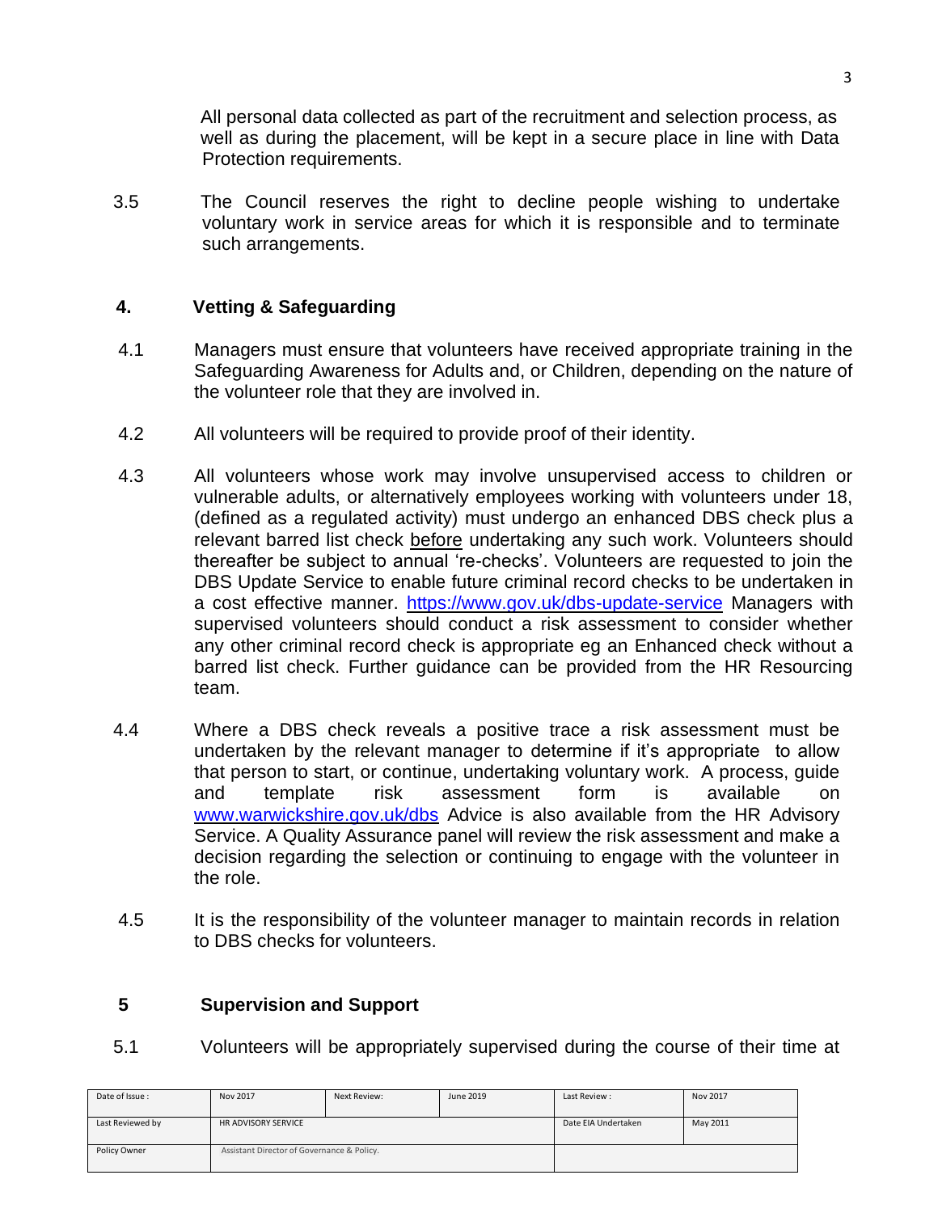All personal data collected as part of the recruitment and selection process, as well as during the placement, will be kept in a secure place in line with Data Protection requirements.

3.5 The Council reserves the right to decline people wishing to undertake voluntary work in service areas for which it is responsible and to terminate such arrangements.

## 4. Vetting & Safeguarding

4.1 Managers must ensure that volunteers have received appropriate training in the Safeguarding Awareness for Adults and, or Children, depending on the nature of the volunteer role that they are involved in.

4.2 All volunteers will be required to provide proof of their identity.

4.3 All volunteers whose work may involve unsupervised access to children or vulnerable adults, or alternatively employees working with volunteers under 18, (defined as a regulated activity) must undergo an enhanced DBS check plus a relevant barred list check <u>before</u> undertaking any such work. Volunteers should thereafter be subject to annual 're-checks'. Volunteers are requested to join the DBS Update Service to enable future criminal record checks to be undertaken in a cost effective manner. https://www.gov.uk/dbs-update-service Managers with supervised volunteers should conduct a risk assessment to consider whether any other criminal record check is appropriate eg an Enhanced check without a barred list check. Further guidance can be provided from the HR Resourcing team.

4.4 Where a DBS check reveals a positive trace a risk assessment must be undertaken by the relevant manager to determine if it's appropriate to allow that person to start, or continue, undertaking voluntary work. A process, guide and template risk assessment form is available on www.warwickshire.gov.uk/dbs Advice is also available from the HR Advisory Service. A Quality Assurance panel will review the risk assessment and make a decision regarding the selection or continuing to engage with the volunteer in the role.

4.5 It is the responsibility of the volunteer manager to maintain records in relation to DBS checks for volunteers.

## 5 Supervision and Support

5.1 Volunteers will be appropriately supervised during the course of their time at

| Date of Issue : | Nov 2017 | Next Review: | June 2019 | Last Review : | Nov 2017 |
|---|---|---|---|---|---|
| Last Reviewed by | HR ADVISORY SERVICE | | | Date EIA Undertaken | May 2011 |
| Policy Owner | Assistant Director of Governance & Policy. | | | | |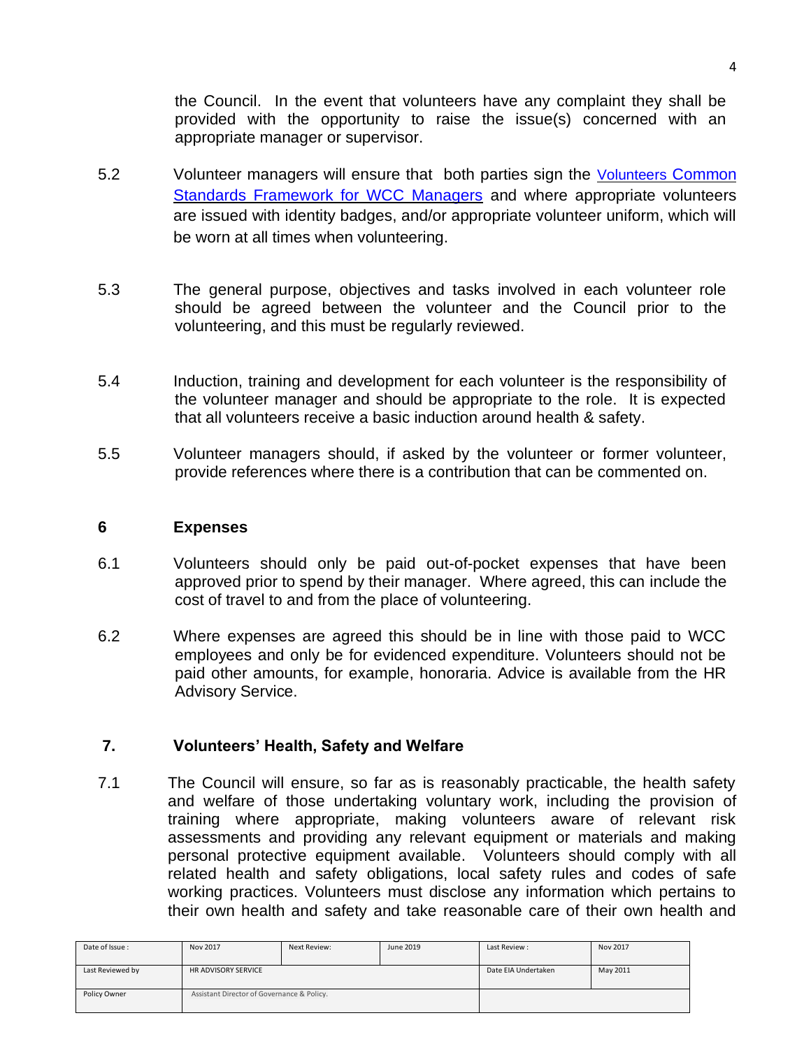the Council. In the event that volunteers have any complaint they shall be provided with the opportunity to raise the issue(s) concerned with an appropriate manager or supervisor.

5.2 Volunteer managers will ensure that both parties sign the Volunteers Common Standards Framework for WCC Managers and where appropriate volunteers are issued with identity badges, and/or appropriate volunteer uniform, which will be worn at all times when volunteering.

5.3 The general purpose, objectives and tasks involved in each volunteer role should be agreed between the volunteer and the Council prior to the volunteering, and this must be regularly reviewed.

5.4 Induction, training and development for each volunteer is the responsibility of the volunteer manager and should be appropriate to the role. It is expected that all volunteers receive a basic induction around health & safety.

5.5 Volunteer managers should, if asked by the volunteer or former volunteer, provide references where there is a contribution that can be commented on.

## 6 Expenses

6.1 Volunteers should only be paid out-of-pocket expenses that have been approved prior to spend by their manager. Where agreed, this can include the cost of travel to and from the place of volunteering.

6.2 Where expenses are agreed this should be in line with those paid to WCC employees and only be for evidenced expenditure. Volunteers should not be paid other amounts, for example, honoraria. Advice is available from the HR Advisory Service.

## 7. Volunteers' Health, Safety and Welfare

7.1 The Council will ensure, so far as is reasonably practicable, the health safety and welfare of those undertaking voluntary work, including the provision of training where appropriate, making volunteers aware of relevant risk assessments and providing any relevant equipment or materials and making personal protective equipment available. Volunteers should comply with all related health and safety obligations, local safety rules and codes of safe working practices. Volunteers must disclose any information which pertains to their own health and safety and take reasonable care of their own health and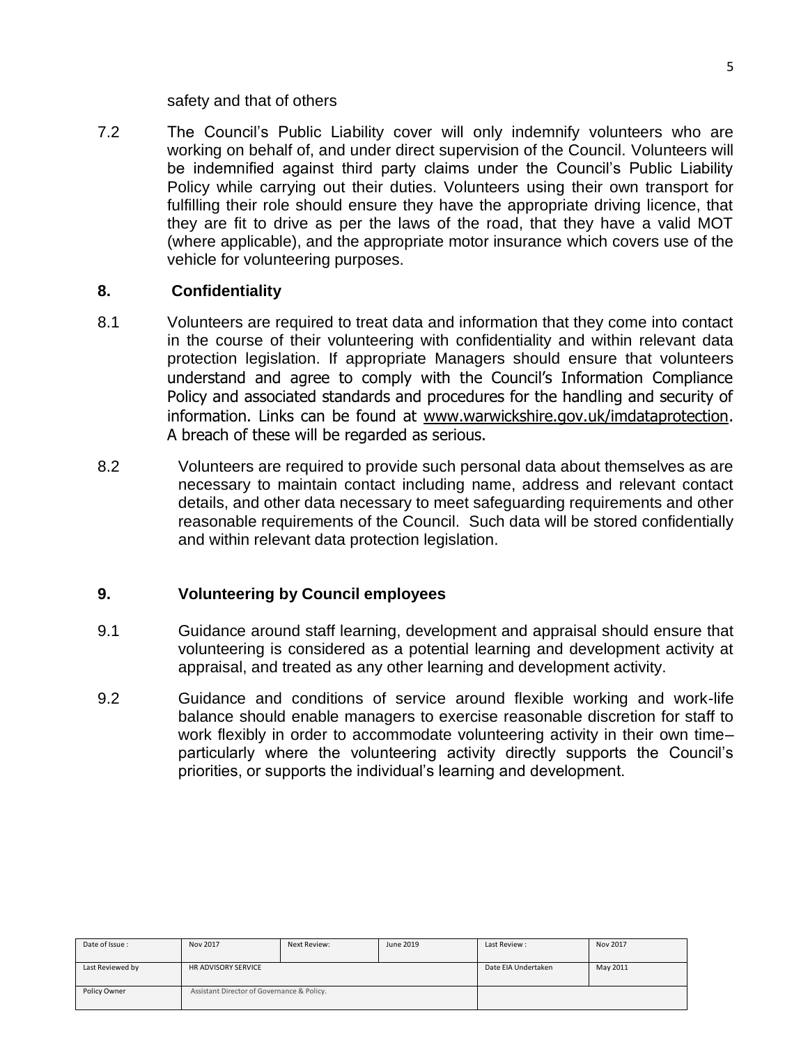safety and that of others

7.2 The Council's Public Liability cover will only indemnify volunteers who are working on behalf of, and under direct supervision of the Council. Volunteers will be indemnified against third party claims under the Council's Public Liability Policy while carrying out their duties. Volunteers using their own transport for fulfilling their role should ensure they have the appropriate driving licence, that they are fit to drive as per the laws of the road, that they have a valid MOT (where applicable), and the appropriate motor insurance which covers use of the vehicle for volunteering purposes.

## 8. Confidentiality

8.1 Volunteers are required to treat data and information that they come into contact in the course of their volunteering with confidentiality and within relevant data protection legislation. If appropriate Managers should ensure that volunteers understand and agree to comply with the Council's Information Compliance Policy and associated standards and procedures for the handling and security of information. Links can be found at www.warwickshire.gov.uk/imdataprotection. A breach of these will be regarded as serious.

8.2 Volunteers are required to provide such personal data about themselves as are necessary to maintain contact including name, address and relevant contact details, and other data necessary to meet safeguarding requirements and other reasonable requirements of the Council. Such data will be stored confidentially and within relevant data protection legislation.

## 9. Volunteering by Council employees

9.1 Guidance around staff learning, development and appraisal should ensure that volunteering is considered as a potential learning and development activity at appraisal, and treated as any other learning and development activity.

9.2 Guidance and conditions of service around flexible working and work-life balance should enable managers to exercise reasonable discretion for staff to work flexibly in order to accommodate volunteering activity in their own time– particularly where the volunteering activity directly supports the Council's priorities, or supports the individual's learning and development.

| | | | | | |
|---|---|---|---|---|---|
| Date of Issue : | Nov 2017 | Next Review: | June 2019 | Last Review : | Nov 2017 |
| Last Reviewed by | HR ADVISORY SERVICE | | | Date EIA Undertaken | May 2011 |
| Policy Owner | Assistant Director of Governance & Policy. | | | | |